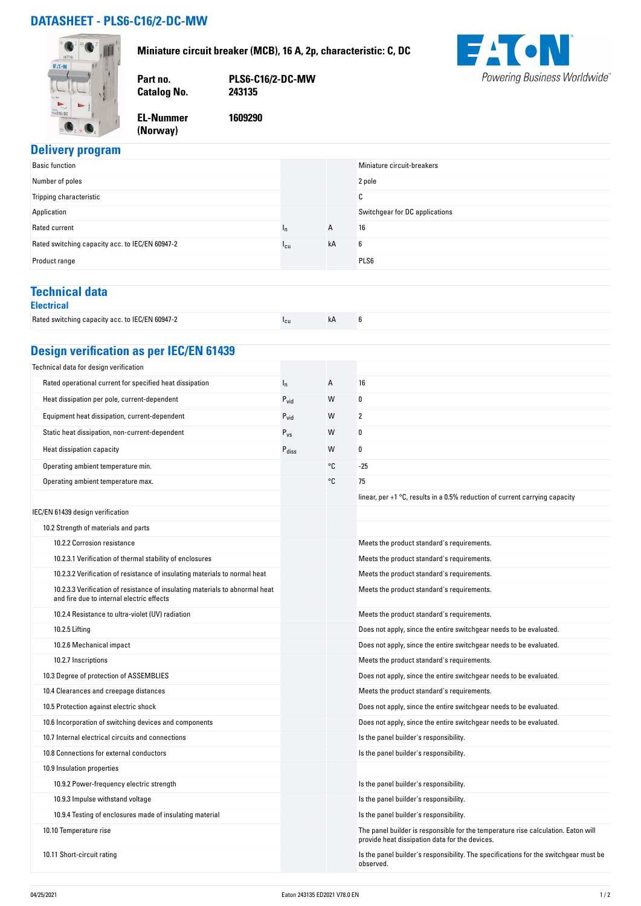# DATASHEET - PLS6-C16/2-DC-MW

**Miniature circuit breaker (MCB), 16 A, 2p, characteristic: C, DC**

EATON
*Powering Business Worldwide*

| | |
|---|---|
| **Part no.** | **PLS6-C16/2-DC-MW** |
| **Catalog No.** | **243135** |
| **EL-Nummer (Norway)** | **1609290** |

## Delivery program

| | | | |
|---|---|---|---|
| Basic function | | | Miniature circuit-breakers |
| Number of poles | | | 2 pole |
| Tripping characteristic | | | C |
| Application | | | Switchgear for DC applications |
| Rated current | $I_n$ | A | 16 |
| Rated switching capacity acc. to IEC/EN 60947-2 | $I_{cu}$ | kA | 6 |
| Product range | | | PLS6 |

## Technical data

### Electrical

| | | | |
|---|---|---|---|
| Rated switching capacity acc. to IEC/EN 60947-2 | $I_{cu}$ | kA | 6 |

## Design verification as per IEC/EN 61439

| | | | |
|---|---|---|---|
| Technical data for design verification | | | |
| Rated operational current for specified heat dissipation | $I_n$ | A | 16 |
| Heat dissipation per pole, current-dependent | $P_{vid}$ | W | 0 |
| Equipment heat dissipation, current-dependent | $P_{vid}$ | W | 2 |
| Static heat dissipation, non-current-dependent | $P_{vs}$ | W | 0 |
| Heat dissipation capacity | $P_{diss}$ | W | 0 |
| Operating ambient temperature min. | | °C | -25 |
| Operating ambient temperature max. | | °C | 75 |
| | | | linear, per +1 °C, results in a 0.5% reduction of current carrying capacity |
| IEC/EN 61439 design verification | | | |
| 10.2 Strength of materials and parts | | | |
| 10.2.2 Corrosion resistance | | | Meets the product standard's requirements. |
| 10.2.3.1 Verification of thermal stability of enclosures | | | Meets the product standard's requirements. |
| 10.2.3.2 Verification of resistance of insulating materials to normal heat | | | Meets the product standard's requirements. |
| 10.2.3.3 Verification of resistance of insulating materials to abnormal heat and fire due to internal electric effects | | | Meets the product standard's requirements. |
| 10.2.4 Resistance to ultra-violet (UV) radiation | | | Meets the product standard's requirements. |
| 10.2.5 Lifting | | | Does not apply, since the entire switchgear needs to be evaluated. |
| 10.2.6 Mechanical impact | | | Does not apply, since the entire switchgear needs to be evaluated. |
| 10.2.7 Inscriptions | | | Meets the product standard's requirements. |
| 10.3 Degree of protection of ASSEMBLIES | | | Does not apply, since the entire switchgear needs to be evaluated. |
| 10.4 Clearances and creepage distances | | | Meets the product standard's requirements. |
| 10.5 Protection against electric shock | | | Does not apply, since the entire switchgear needs to be evaluated. |
| 10.6 Incorporation of switching devices and components | | | Does not apply, since the entire switchgear needs to be evaluated. |
| 10.7 Internal electrical circuits and connections | | | Is the panel builder's responsibility. |
| 10.8 Connections for external conductors | | | Is the panel builder's responsibility. |
| 10.9 Insulation properties | | | |
| 10.9.2 Power-frequency electric strength | | | Is the panel builder's responsibility. |
| 10.9.3 Impulse withstand voltage | | | Is the panel builder's responsibility. |
| 10.9.4 Testing of enclosures made of insulating material | | | Is the panel builder's responsibility. |
| 10.10 Temperature rise | | | The panel builder is responsible for the temperature rise calculation. Eaton will provide heat dissipation data for the devices. |
| 10.11 Short-circuit rating | | | Is the panel builder's responsibility. The specifications for the switchgear must be observed. |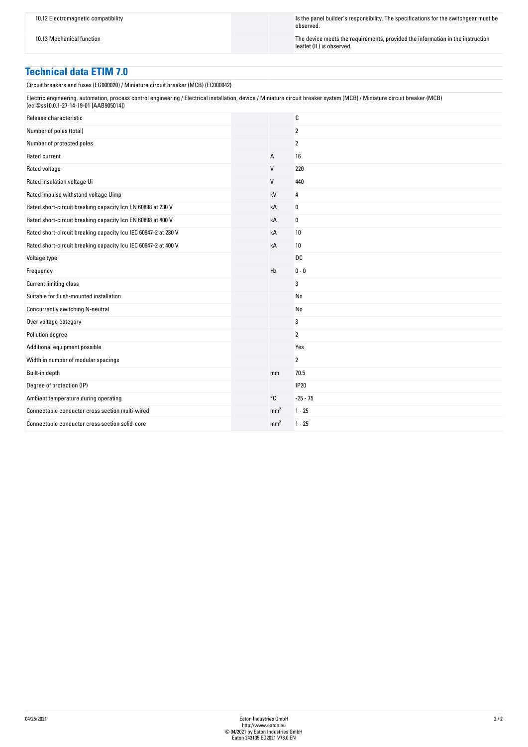| | | |
|---|---|---|
| 10.12 Electromagnetic compatibility | | Is the panel builder's responsibility. The specifications for the switchgear must be observed. |
| 10.13 Mechanical function | | The device meets the requirements, provided the information in the instruction leaflet (IL) is observed. |

## Technical data ETIM 7.0

Circuit breakers and fuses (EG000020) / Miniature circuit breaker (MCB) (EC000042)

Electric engineering, automation, process control engineering / Electrical installation, device / Miniature circuit breaker system (MCB) / Miniature circuit breaker (MCB) (ecl@ss10.0.1-27-14-19-01 [AAB905014])

| | | |
|---|---|---|
| Release characteristic | | C |
| Number of poles (total) | | 2 |
| Number of protected poles | | 2 |
| Rated current | A | 16 |
| Rated voltage | V | 220 |
| Rated insulation voltage Ui | V | 440 |
| Rated impulse withstand voltage Uimp | kV | 4 |
| Rated short-circuit breaking capacity Icn EN 60898 at 230 V | kA | 0 |
| Rated short-circuit breaking capacity Icn EN 60898 at 400 V | kA | 0 |
| Rated short-circuit breaking capacity Icu IEC 60947-2 at 230 V | kA | 10 |
| Rated short-circuit breaking capacity Icu IEC 60947-2 at 400 V | kA | 10 |
| Voltage type | | DC |
| Frequency | Hz | 0 - 0 |
| Current limiting class | | 3 |
| Suitable for flush-mounted installation | | No |
| Concurrently switching N-neutral | | No |
| Over voltage category | | 3 |
| Pollution degree | | 2 |
| Additional equipment possible | | Yes |
| Width in number of modular spacings | | 2 |
| Built-in depth | mm | 70.5 |
| Degree of protection (IP) | | IP20 |
| Ambient temperature during operating | °C | -25 - 75 |
| Connectable conductor cross section multi-wired | $mm^2$ | 1 - 25 |
| Connectable conductor cross section solid-core | $mm^2$ | 1 - 25 |

04/25/2021

Eaton Industries GmbH
http://www.eaton.eu
© 04/2021 by Eaton Industries GmbH
Eaton 243135 ED2021 V78.0 EN